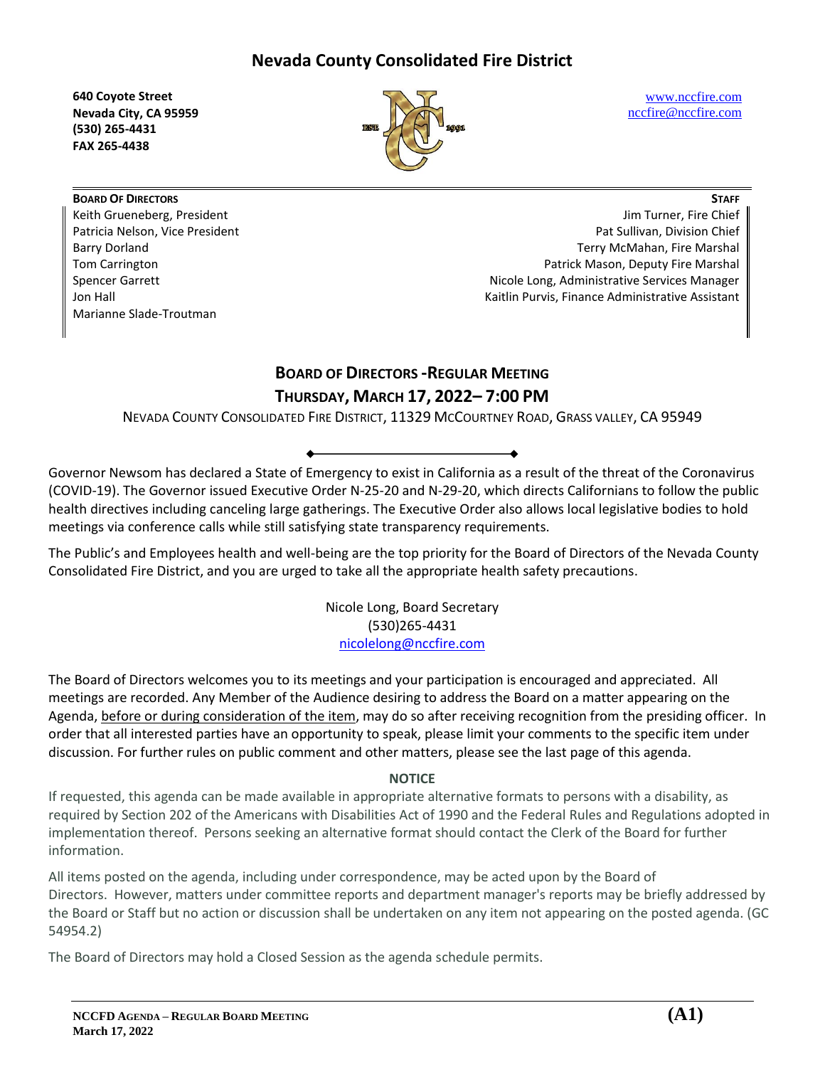# Nevada County Consolidated Fire District

**640 Coyote Street**
**Nevada City, CA 95959**
**(530) 265-4431**
**FAX 265-4438**

www.nccfire.com
nccfire@nccfire.com

| **BOARD OF DIRECTORS** | **STAFF** |
|---|---|
| Keith Grueneberg, President | Jim Turner, Fire Chief |
| Patricia Nelson, Vice President | Pat Sullivan, Division Chief |
| Barry Dorland | Terry McMahan, Fire Marshal |
| Tom Carrington | Patrick Mason, Deputy Fire Marshal |
| Spencer Garrett | Nicole Long, Administrative Services Manager |
| Jon Hall | Kaitlin Purvis, Finance Administrative Assistant |
| Marianne Slade-Troutman | |

## BOARD OF DIRECTORS -REGULAR MEETING
## THURSDAY, MARCH 17, 2022– 7:00 PM

NEVADA COUNTY CONSOLIDATED FIRE DISTRICT, 11329 MCCOURTNEY ROAD, GRASS VALLEY, CA 95949

Governor Newsom has declared a State of Emergency to exist in California as a result of the threat of the Coronavirus (COVID-19). The Governor issued Executive Order N-25-20 and N-29-20, which directs Californians to follow the public health directives including canceling large gatherings. The Executive Order also allows local legislative bodies to hold meetings via conference calls while still satisfying state transparency requirements.

The Public's and Employees health and well-being are the top priority for the Board of Directors of the Nevada County Consolidated Fire District, and you are urged to take all the appropriate health safety precautions.

Nicole Long, Board Secretary
(530)265-4431
nicolelong@nccfire.com

The Board of Directors welcomes you to its meetings and your participation is encouraged and appreciated. All meetings are recorded. Any Member of the Audience desiring to address the Board on a matter appearing on the Agenda, before or during consideration of the item, may do so after receiving recognition from the presiding officer. In order that all interested parties have an opportunity to speak, please limit your comments to the specific item under discussion. For further rules on public comment and other matters, please see the last page of this agenda.

**NOTICE**

If requested, this agenda can be made available in appropriate alternative formats to persons with a disability, as required by Section 202 of the Americans with Disabilities Act of 1990 and the Federal Rules and Regulations adopted in implementation thereof. Persons seeking an alternative format should contact the Clerk of the Board for further information.

All items posted on the agenda, including under correspondence, may be acted upon by the Board of Directors. However, matters under committee reports and department manager's reports may be briefly addressed by the Board or Staff but no action or discussion shall be undertaken on any item not appearing on the posted agenda. (GC 54954.2)

The Board of Directors may hold a Closed Session as the agenda schedule permits.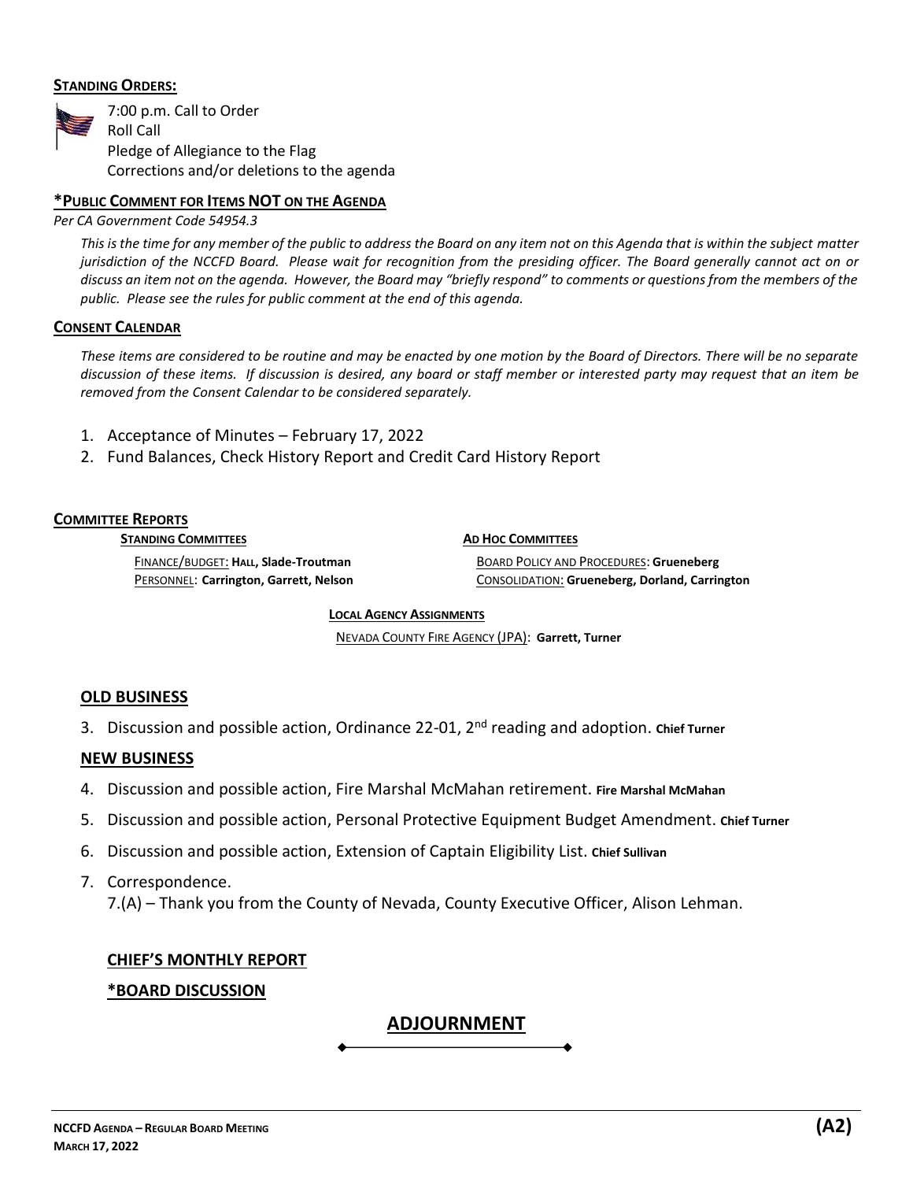**STANDING ORDERS:**

7:00 p.m. Call to Order
Roll Call
Pledge of Allegiance to the Flag
Corrections and/or deletions to the agenda

**\*PUBLIC COMMENT FOR ITEMS NOT ON THE AGENDA**

*Per CA Government Code 54954.3*

*This is the time for any member of the public to address the Board on any item not on this Agenda that is within the subject matter jurisdiction of the NCCFD Board. Please wait for recognition from the presiding officer. The Board generally cannot act on or discuss an item not on the agenda. However, the Board may "briefly respond" to comments or questions from the members of the public. Please see the rules for public comment at the end of this agenda.*

**CONSENT CALENDAR**

*These items are considered to be routine and may be enacted by one motion by the Board of Directors. There will be no separate discussion of these items. If discussion is desired, any board or staff member or interested party may request that an item be removed from the Consent Calendar to be considered separately.*

1. Acceptance of Minutes – February 17, 2022
2. Fund Balances, Check History Report and Credit Card History Report

**COMMITTEE REPORTS**

**STANDING COMMITTEES**

FINANCE/BUDGET: **HALL, Slade-Troutman**
PERSONNEL: **Carrington, Garrett, Nelson**

**AD HOC COMMITTEES**

BOARD POLICY AND PROCEDURES: **Grueneberg**
CONSOLIDATION: **Grueneberg, Dorland, Carrington**

**LOCAL AGENCY ASSIGNMENTS**

NEVADA COUNTY FIRE AGENCY (JPA): **Garrett, Turner**

**OLD BUSINESS**

3. Discussion and possible action, Ordinance 22-01, 2nd reading and adoption. **Chief Turner**

**NEW BUSINESS**

4. Discussion and possible action, Fire Marshal McMahan retirement. **Fire Marshal McMahan**
5. Discussion and possible action, Personal Protective Equipment Budget Amendment. **Chief Turner**
6. Discussion and possible action, Extension of Captain Eligibility List. **Chief Sullivan**
7. Correspondence.
   7.(A) – Thank you from the County of Nevada, County Executive Officer, Alison Lehman.

**CHIEF'S MONTHLY REPORT**

**\*BOARD DISCUSSION**

## ADJOURNMENT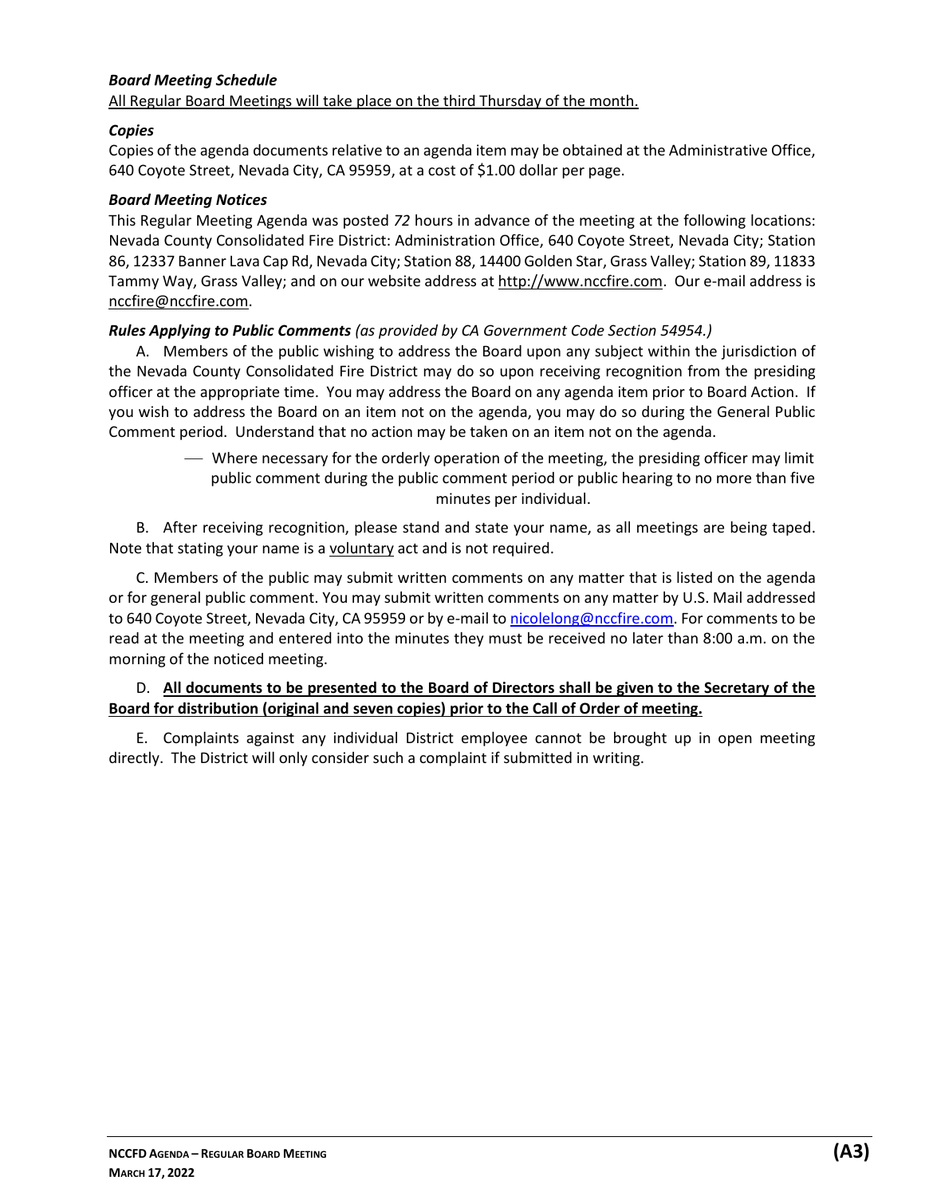***Board Meeting Schedule***

All Regular Board Meetings will take place on the third Thursday of the month.

***Copies***

Copies of the agenda documents relative to an agenda item may be obtained at the Administrative Office, 640 Coyote Street, Nevada City, CA 95959, at a cost of $1.00 dollar per page.

***Board Meeting Notices***

This Regular Meeting Agenda was posted *72* hours in advance of the meeting at the following locations: Nevada County Consolidated Fire District: Administration Office, 640 Coyote Street, Nevada City; Station 86, 12337 Banner Lava Cap Rd, Nevada City; Station 88, 14400 Golden Star, Grass Valley; Station 89, 11833 Tammy Way, Grass Valley; and on our website address at http://www.nccfire.com. Our e-mail address is nccfire@nccfire.com.

***Rules Applying to Public Comments*** *(as provided by CA Government Code Section 54954.)*

A. Members of the public wishing to address the Board upon any subject within the jurisdiction of the Nevada County Consolidated Fire District may do so upon receiving recognition from the presiding officer at the appropriate time. You may address the Board on any agenda item prior to Board Action. If you wish to address the Board on an item not on the agenda, you may do so during the General Public Comment period. Understand that no action may be taken on an item not on the agenda.

- Where necessary for the orderly operation of the meeting, the presiding officer may limit public comment during the public comment period or public hearing to no more than five minutes per individual.

B. After receiving recognition, please stand and state your name, as all meetings are being taped. Note that stating your name is a voluntary act and is not required.

C. Members of the public may submit written comments on any matter that is listed on the agenda or for general public comment. You may submit written comments on any matter by U.S. Mail addressed to 640 Coyote Street, Nevada City, CA 95959 or by e-mail to nicolelong@nccfire.com. For comments to be read at the meeting and entered into the minutes they must be received no later than 8:00 a.m. on the morning of the noticed meeting.

D. **All documents to be presented to the Board of Directors shall be given to the Secretary of the Board for distribution (original and seven copies) prior to the Call of Order of meeting.**

E. Complaints against any individual District employee cannot be brought up in open meeting directly. The District will only consider such a complaint if submitted in writing.